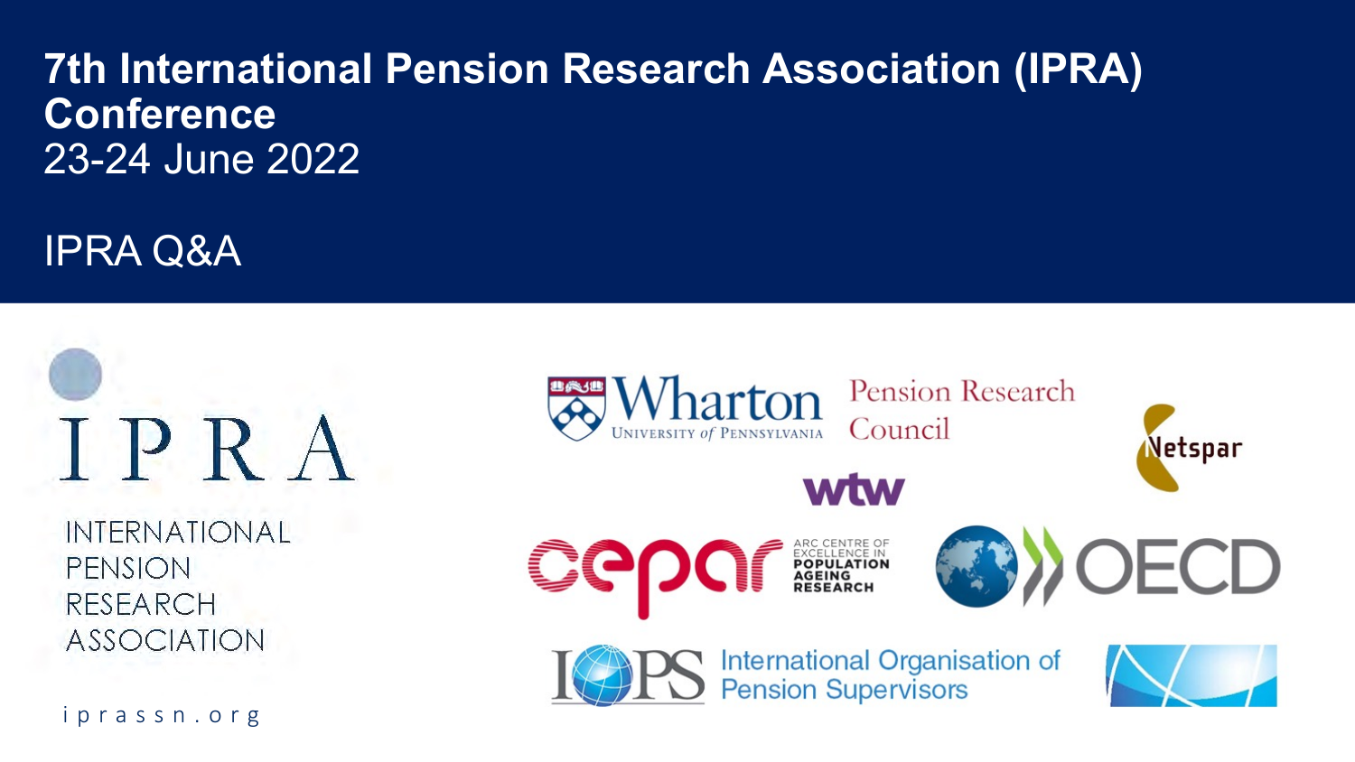# 7th International Pension Research Association (IPRA) Conference

23-24 June 2022

## IPRA Q&A

IPRA

INTERNATIONAL PENSION RESEARCH ASSOCIATION

iprassn.org

Wharton University of Pennsylvania Pension Research Council

Netspar

wtw

cepar ARC CENTRE OF EXCELLENCE IN POPULATION AGEING RESEARCH

OECD

IOPS International Organisation of Pension Supervisors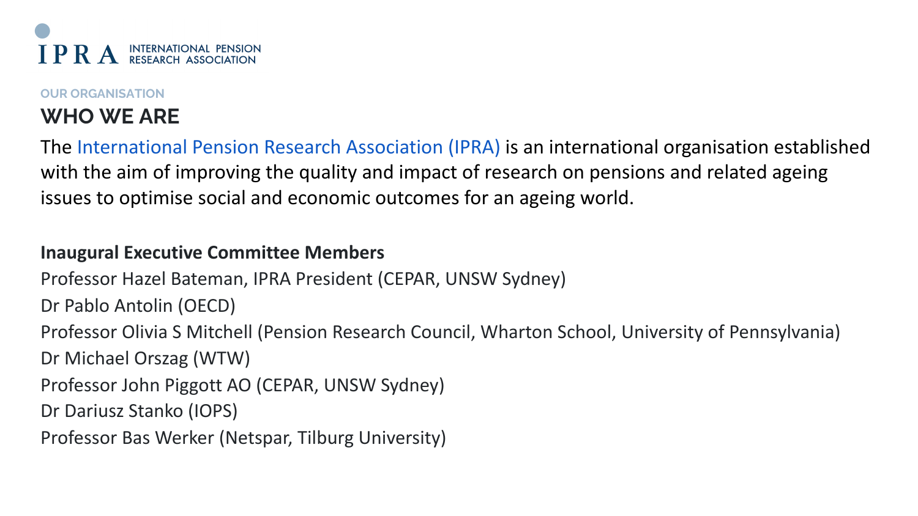IPRA INTERNATIONAL PENSION RESEARCH ASSOCIATION

OUR ORGANISATION

## WHO WE ARE

The International Pension Research Association (IPRA) is an international organisation established with the aim of improving the quality and impact of research on pensions and related ageing issues to optimise social and economic outcomes for an ageing world.

**Inaugural Executive Committee Members**

Professor Hazel Bateman, IPRA President (CEPAR, UNSW Sydney)

Dr Pablo Antolin (OECD)

Professor Olivia S Mitchell (Pension Research Council, Wharton School, University of Pennsylvania)

Dr Michael Orszag (WTW)

Professor John Piggott AO (CEPAR, UNSW Sydney)

Dr Dariusz Stanko (IOPS)

Professor Bas Werker (Netspar, Tilburg University)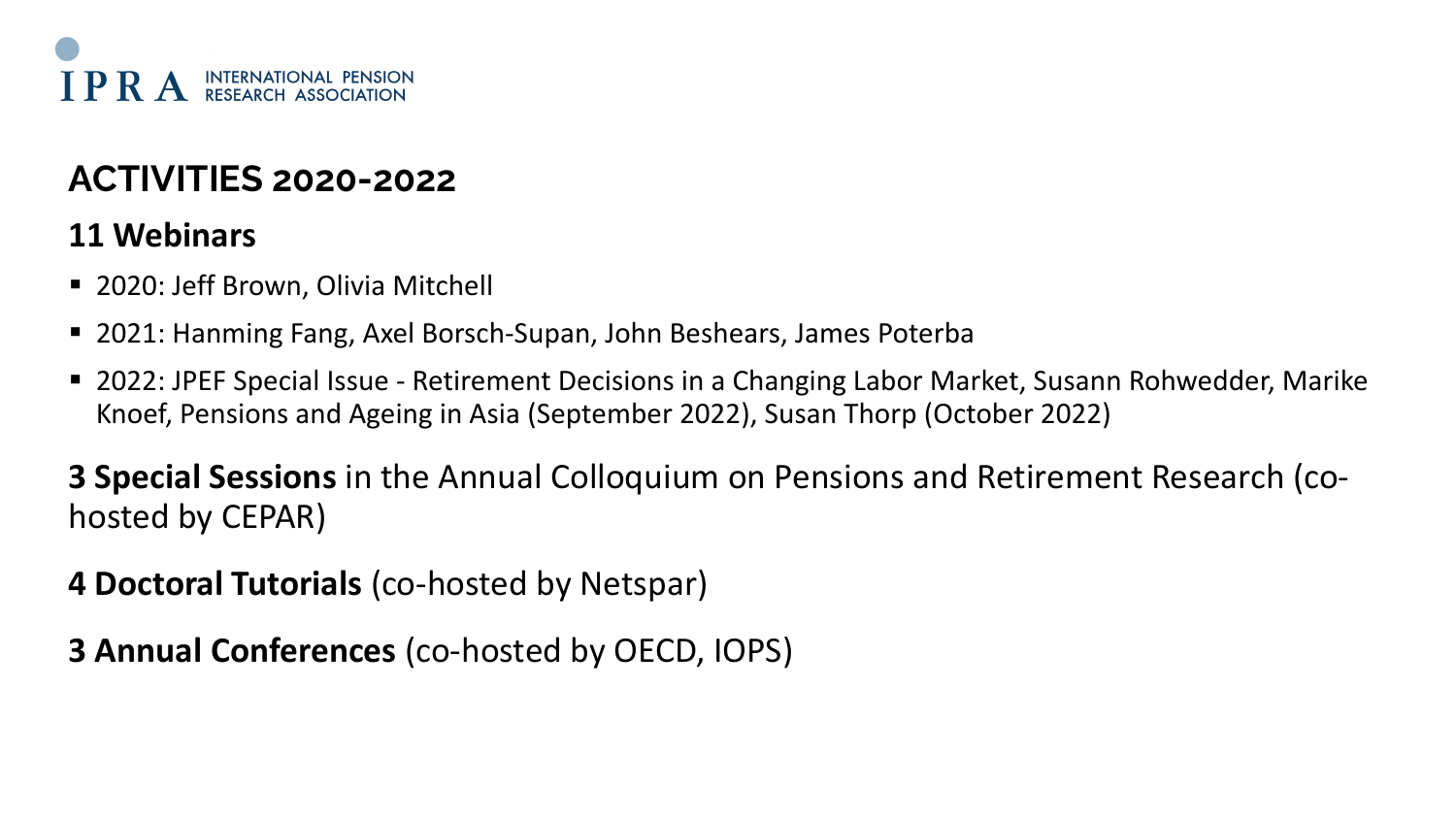IPRA INTERNATIONAL PENSION RESEARCH ASSOCIATION

## ACTIVITIES 2020-2022

### 11 Webinars

- 2020: Jeff Brown, Olivia Mitchell
- 2021: Hanming Fang, Axel Borsch-Supan, John Beshears, James Poterba
- 2022: JPEF Special Issue - Retirement Decisions in a Changing Labor Market, Susann Rohwedder, Marike Knoef, Pensions and Ageing in Asia (September 2022), Susan Thorp (October 2022)

**3 Special Sessions** in the Annual Colloquium on Pensions and Retirement Research (co-hosted by CEPAR)

**4 Doctoral Tutorials** (co-hosted by Netspar)

**3 Annual Conferences** (co-hosted by OECD, IOPS)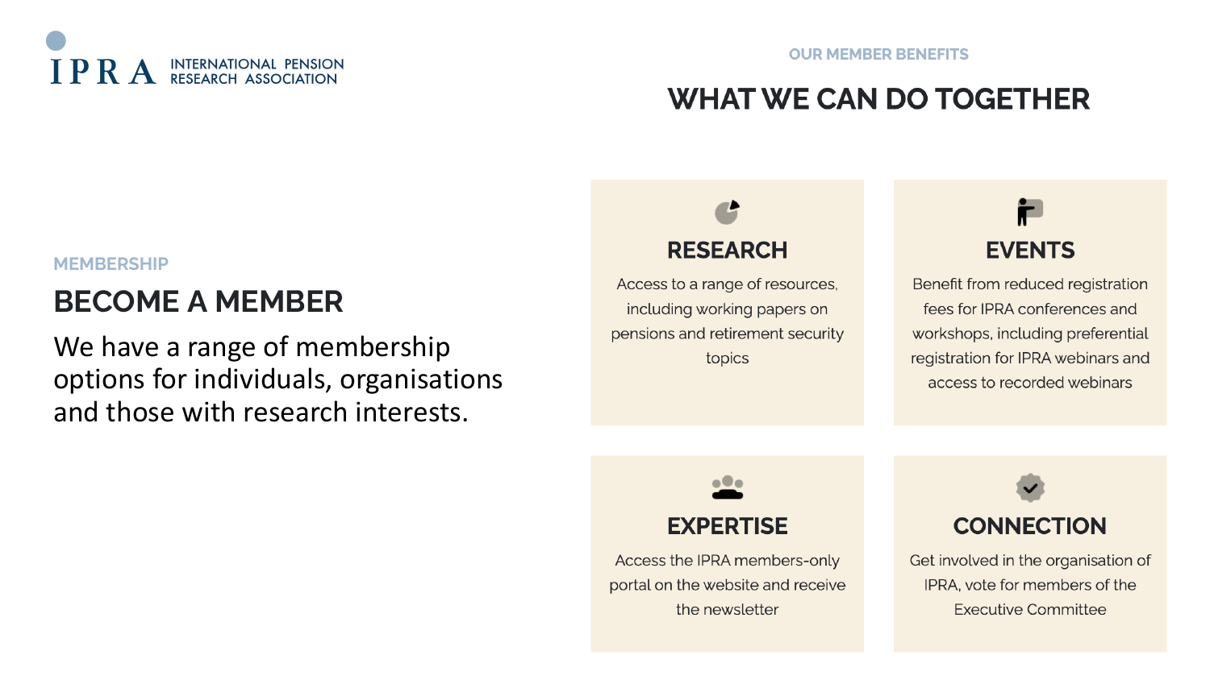IPRA INTERNATIONAL PENSION RESEARCH ASSOCIATION

MEMBERSHIP

## BECOME A MEMBER

We have a range of membership options for individuals, organisations and those with research interests.

OUR MEMBER BENEFITS

# WHAT WE CAN DO TOGETHER

### RESEARCH

Access to a range of resources, including working papers on pensions and retirement security topics

### EVENTS

Benefit from reduced registration fees for IPRA conferences and workshops, including preferential registration for IPRA webinars and access to recorded webinars

### EXPERTISE

Access the IPRA members-only portal on the website and receive the newsletter

### CONNECTION

Get involved in the organisation of IPRA, vote for members of the Executive Committee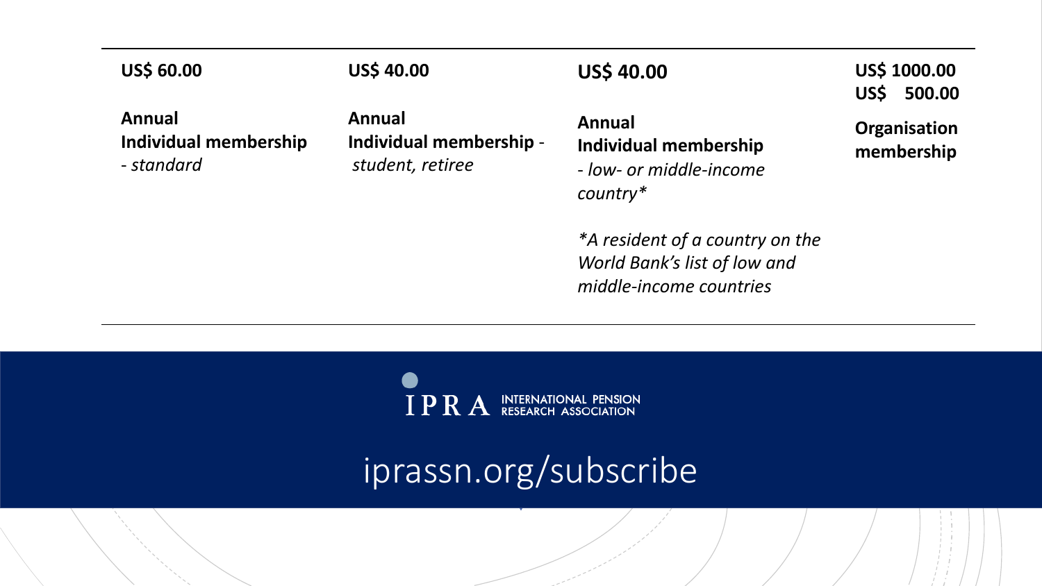| **US$ 60.00** | **US$ 40.00** | **US$ 40.00** | **US$ 1000.00**<br>**US$ 500.00** |
|---|---|---|---|
| **Annual**<br>**Individual membership**<br>- *standard* | **Annual**<br>**Individual membership** -<br>*student, retiree* | **Annual**<br>**Individual membership**<br>- *low- or middle-income country**<br><br>**A resident of a country on the World Bank's list of low and middle-income countries* | **Organisation membership** |

IPRA INTERNATIONAL PENSION RESEARCH ASSOCIATION

iprassn.org/subscribe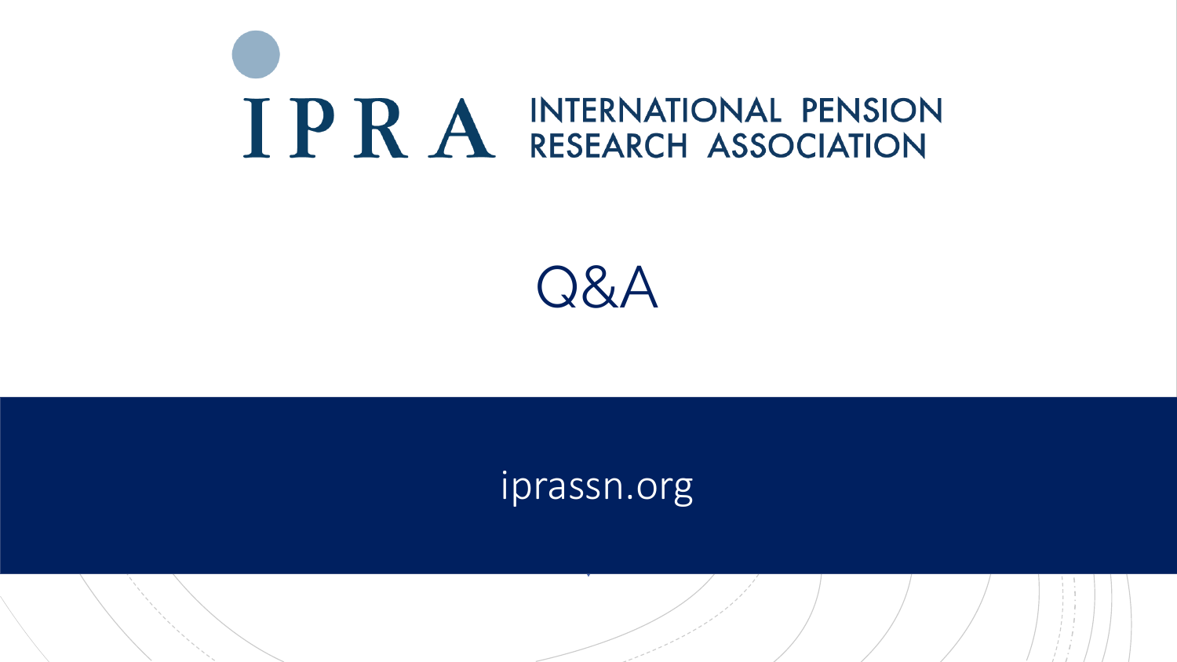IPRA INTERNATIONAL PENSION RESEARCH ASSOCIATION

# Q&A

iprassn.org